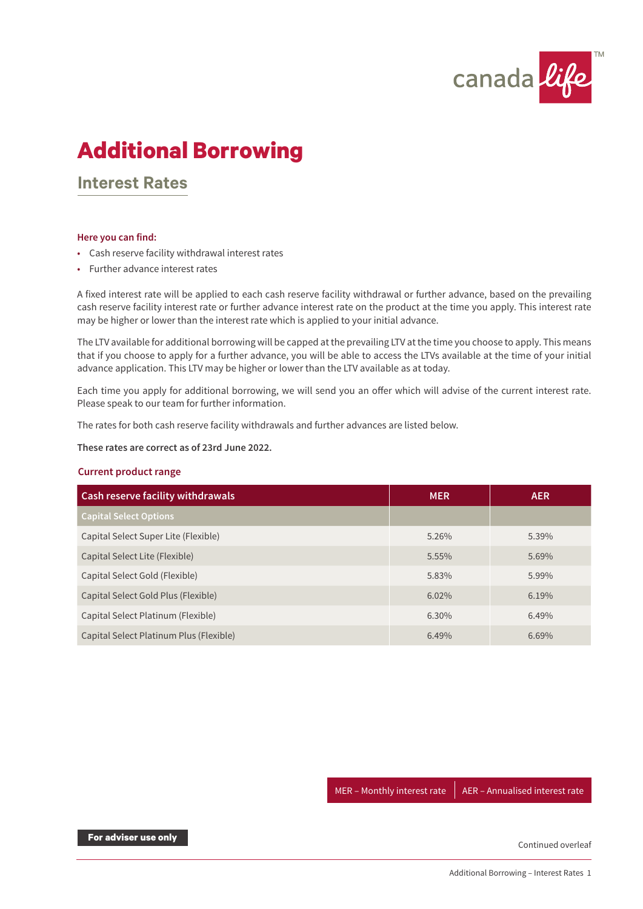# Additional Borrowing

## Interest Rates

**Here you can find:**

- Cash reserve facility withdrawal interest rates
- Further advance interest rates

A fixed interest rate will be applied to each cash reserve facility withdrawal or further advance, based on the prevailing cash reserve facility interest rate or further advance interest rate on the product at the time you apply. This interest rate may be higher or lower than the interest rate which is applied to your initial advance.

The LTV available for additional borrowing will be capped at the prevailing LTV at the time you choose to apply. This means that if you choose to apply for a further advance, you will be able to access the LTVs available at the time of your initial advance application. This LTV may be higher or lower than the LTV available as at today.

Each time you apply for additional borrowing, we will send you an offer which will advise of the current interest rate. Please speak to our team for further information.

The rates for both cash reserve facility withdrawals and further advances are listed below.

**These rates are correct as of 23rd June 2022.**

**Current product range**

| Cash reserve facility withdrawals | MER | AER |
|---|---|---|
| **Capital Select Options** | | |
| Capital Select Super Lite (Flexible) | 5.26% | 5.39% |
| Capital Select Lite (Flexible) | 5.55% | 5.69% |
| Capital Select Gold (Flexible) | 5.83% | 5.99% |
| Capital Select Gold Plus (Flexible) | 6.02% | 6.19% |
| Capital Select Platinum (Flexible) | 6.30% | 6.49% |
| Capital Select Platinum Plus (Flexible) | 6.49% | 6.69% |

MER – Monthly interest rate | AER – Annualised interest rate

**For adviser use only**

Continued overleaf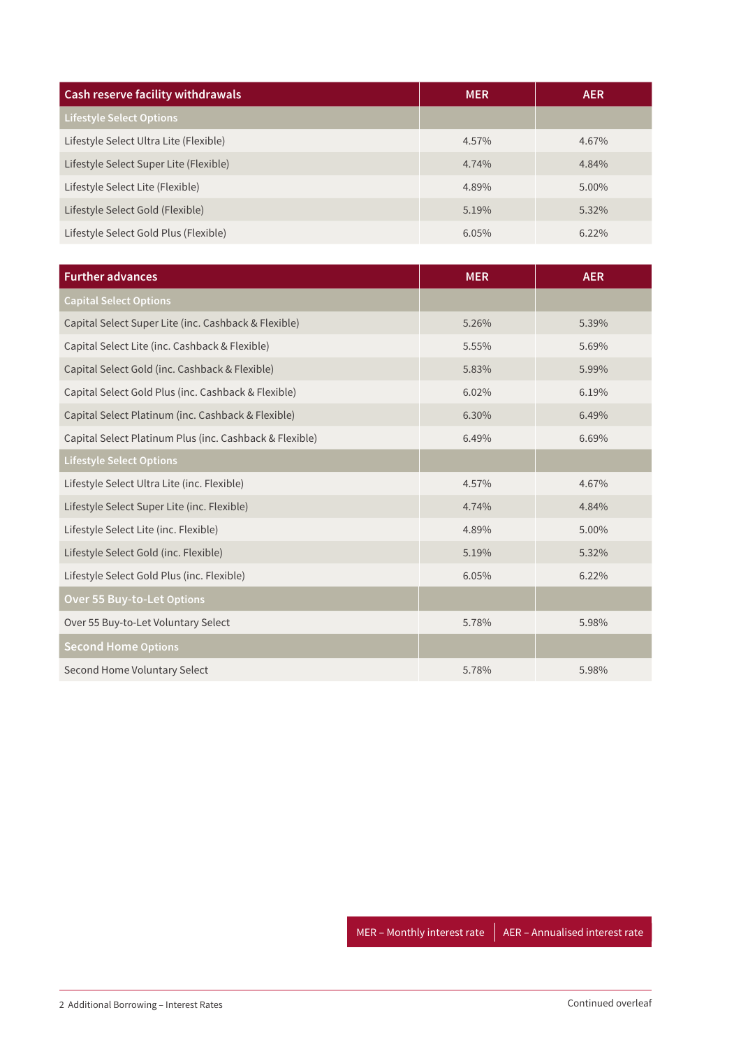| Cash reserve facility withdrawals | MER | AER |
|---|---|---|
| **Lifestyle Select Options** | | |
| Lifestyle Select Ultra Lite (Flexible) | 4.57% | 4.67% |
| Lifestyle Select Super Lite (Flexible) | 4.74% | 4.84% |
| Lifestyle Select Lite (Flexible) | 4.89% | 5.00% |
| Lifestyle Select Gold (Flexible) | 5.19% | 5.32% |
| Lifestyle Select Gold Plus (Flexible) | 6.05% | 6.22% |

| Further advances | MER | AER |
|---|---|---|
| **Capital Select Options** | | |
| Capital Select Super Lite (inc. Cashback & Flexible) | 5.26% | 5.39% |
| Capital Select Lite (inc. Cashback & Flexible) | 5.55% | 5.69% |
| Capital Select Gold (inc. Cashback & Flexible) | 5.83% | 5.99% |
| Capital Select Gold Plus (inc. Cashback & Flexible) | 6.02% | 6.19% |
| Capital Select Platinum (inc. Cashback & Flexible) | 6.30% | 6.49% |
| Capital Select Platinum Plus (inc. Cashback & Flexible) | 6.49% | 6.69% |
| **Lifestyle Select Options** | | |
| Lifestyle Select Ultra Lite (inc. Flexible) | 4.57% | 4.67% |
| Lifestyle Select Super Lite (inc. Flexible) | 4.74% | 4.84% |
| Lifestyle Select Lite (inc. Flexible) | 4.89% | 5.00% |
| Lifestyle Select Gold (inc. Flexible) | 5.19% | 5.32% |
| Lifestyle Select Gold Plus (inc. Flexible) | 6.05% | 6.22% |
| **Over 55 Buy-to-Let Options** | | |
| Over 55 Buy-to-Let Voluntary Select | 5.78% | 5.98% |
| **Second Home Options** | | |
| Second Home Voluntary Select | 5.78% | 5.98% |

MER – Monthly interest rate | AER – Annualised interest rate

Continued overleaf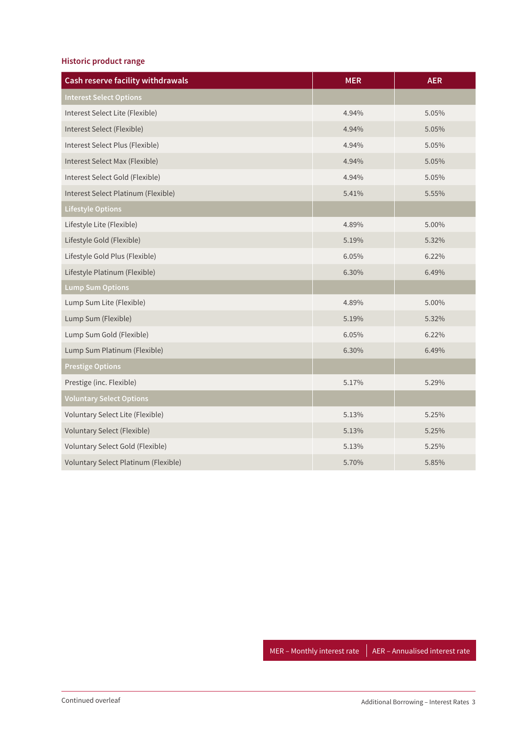## Historic product range

| Cash reserve facility withdrawals | MER | AER |
|---|---|---|
| **Interest Select Options** | | |
| Interest Select Lite (Flexible) | 4.94% | 5.05% |
| Interest Select (Flexible) | 4.94% | 5.05% |
| Interest Select Plus (Flexible) | 4.94% | 5.05% |
| Interest Select Max (Flexible) | 4.94% | 5.05% |
| Interest Select Gold (Flexible) | 4.94% | 5.05% |
| Interest Select Platinum (Flexible) | 5.41% | 5.55% |
| **Lifestyle Options** | | |
| Lifestyle Lite (Flexible) | 4.89% | 5.00% |
| Lifestyle Gold (Flexible) | 5.19% | 5.32% |
| Lifestyle Gold Plus (Flexible) | 6.05% | 6.22% |
| Lifestyle Platinum (Flexible) | 6.30% | 6.49% |
| **Lump Sum Options** | | |
| Lump Sum Lite (Flexible) | 4.89% | 5.00% |
| Lump Sum (Flexible) | 5.19% | 5.32% |
| Lump Sum Gold (Flexible) | 6.05% | 6.22% |
| Lump Sum Platinum (Flexible) | 6.30% | 6.49% |
| **Prestige Options** | | |
| Prestige (inc. Flexible) | 5.17% | 5.29% |
| **Voluntary Select Options** | | |
| Voluntary Select Lite (Flexible) | 5.13% | 5.25% |
| Voluntary Select (Flexible) | 5.13% | 5.25% |
| Voluntary Select Gold (Flexible) | 5.13% | 5.25% |
| Voluntary Select Platinum (Flexible) | 5.70% | 5.85% |

MER – Monthly interest rate | AER – Annualised interest rate

Continued overleaf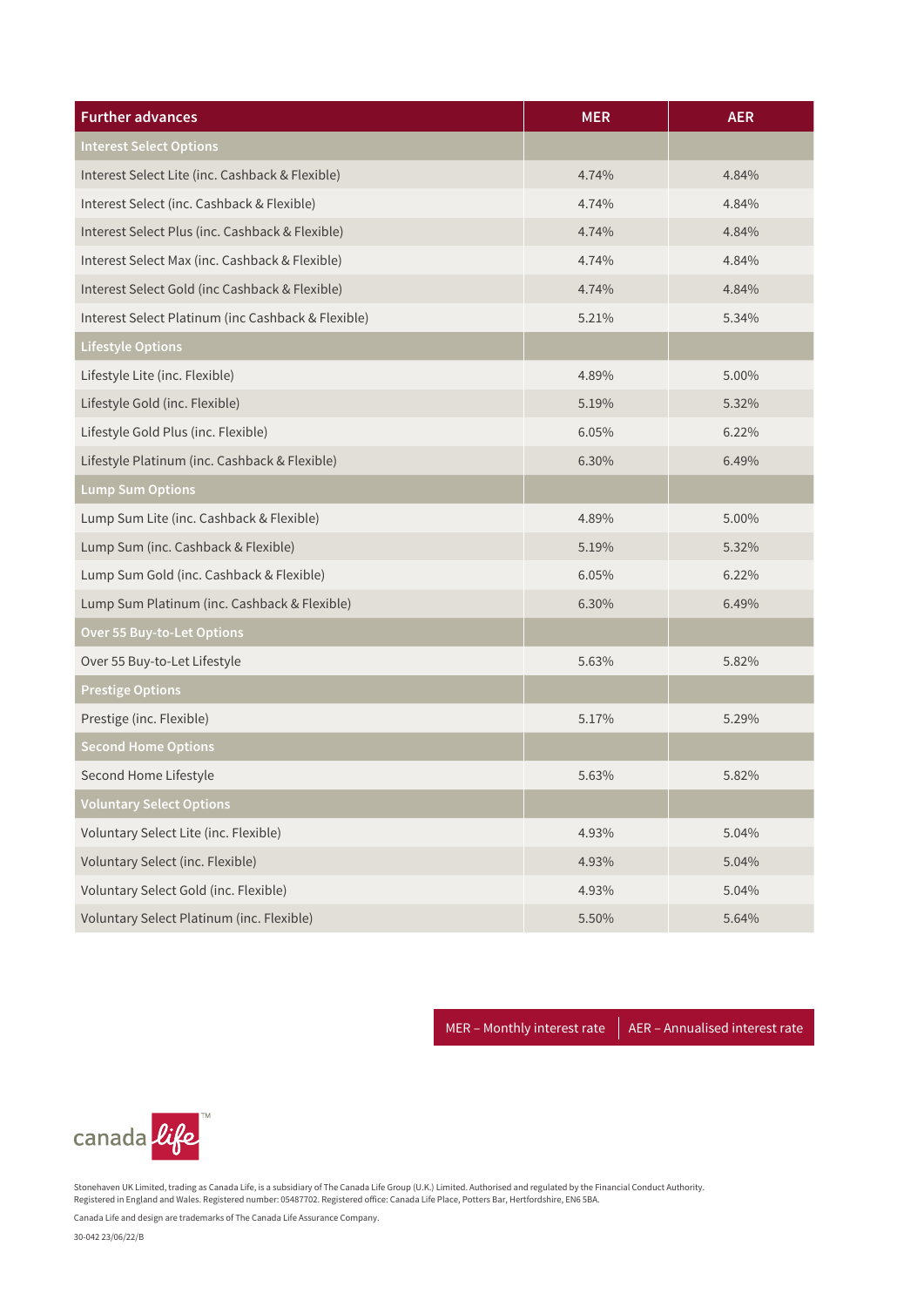| Further advances | MER | AER |
|---|---|---|
| **Interest Select Options** | | |
| Interest Select Lite (inc. Cashback & Flexible) | 4.74% | 4.84% |
| Interest Select (inc. Cashback & Flexible) | 4.74% | 4.84% |
| Interest Select Plus (inc. Cashback & Flexible) | 4.74% | 4.84% |
| Interest Select Max (inc. Cashback & Flexible) | 4.74% | 4.84% |
| Interest Select Gold (inc Cashback & Flexible) | 4.74% | 4.84% |
| Interest Select Platinum (inc Cashback & Flexible) | 5.21% | 5.34% |
| **Lifestyle Options** | | |
| Lifestyle Lite (inc. Flexible) | 4.89% | 5.00% |
| Lifestyle Gold (inc. Flexible) | 5.19% | 5.32% |
| Lifestyle Gold Plus (inc. Flexible) | 6.05% | 6.22% |
| Lifestyle Platinum (inc. Cashback & Flexible) | 6.30% | 6.49% |
| **Lump Sum Options** | | |
| Lump Sum Lite (inc. Cashback & Flexible) | 4.89% | 5.00% |
| Lump Sum (inc. Cashback & Flexible) | 5.19% | 5.32% |
| Lump Sum Gold (inc. Cashback & Flexible) | 6.05% | 6.22% |
| Lump Sum Platinum (inc. Cashback & Flexible) | 6.30% | 6.49% |
| **Over 55 Buy-to-Let Options** | | |
| Over 55 Buy-to-Let Lifestyle | 5.63% | 5.82% |
| **Prestige Options** | | |
| Prestige (inc. Flexible) | 5.17% | 5.29% |
| **Second Home Options** | | |
| Second Home Lifestyle | 5.63% | 5.82% |
| **Voluntary Select Options** | | |
| Voluntary Select Lite (inc. Flexible) | 4.93% | 5.04% |
| Voluntary Select (inc. Flexible) | 4.93% | 5.04% |
| Voluntary Select Gold (inc. Flexible) | 4.93% | 5.04% |
| Voluntary Select Platinum (inc. Flexible) | 5.50% | 5.64% |

MER – Monthly interest rate | AER – Annualised interest rate

canada life™

Stonehaven UK Limited, trading as Canada Life, is a subsidiary of The Canada Life Group (U.K.) Limited. Authorised and regulated by the Financial Conduct Authority. Registered in England and Wales. Registered number: 05487702. Registered office: Canada Life Place, Potters Bar, Hertfordshire, EN6 5BA.

Canada Life and design are trademarks of The Canada Life Assurance Company.

30-042 23/06/22/B